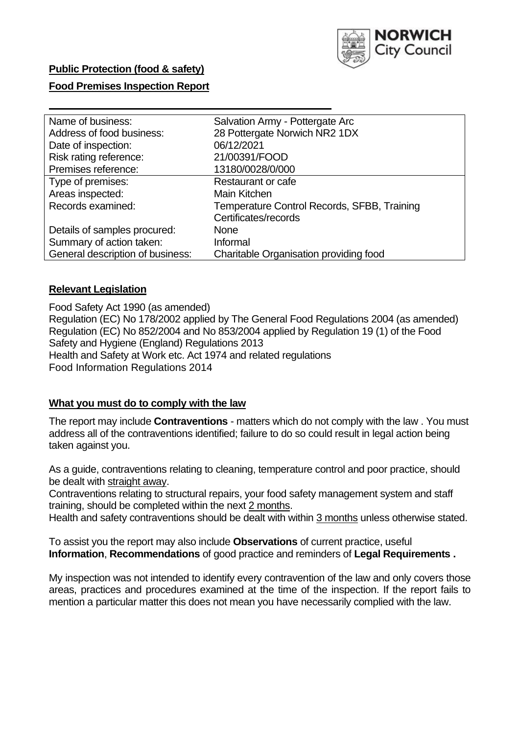**Public Protection (food & safety)**

**Food Premises Inspection Report**

| Name of business: | Salvation Army - Pottergate Arc |
|---|---|
| Address of food business: | 28 Pottergate Norwich NR2 1DX |
| Date of inspection: | 06/12/2021 |
| Risk rating reference: | 21/00391/FOOD |
| Premises reference: | 13180/0028/0/000 |
| Type of premises: | Restaurant or cafe |
| Areas inspected: | Main Kitchen |
| Records examined: | Temperature Control Records, SFBB, Training Certificates/records |
| Details of samples procured: | None |
| Summary of action taken: | Informal |
| General description of business: | Charitable Organisation providing food |

## Relevant Legislation

Food Safety Act 1990 (as amended)
Regulation (EC) No 178/2002 applied by The General Food Regulations 2004 (as amended)
Regulation (EC) No 852/2004 and No 853/2004 applied by Regulation 19 (1) of the Food Safety and Hygiene (England) Regulations 2013
Health and Safety at Work etc. Act 1974 and related regulations
Food Information Regulations 2014

## What you must do to comply with the law

The report may include **Contraventions** - matters which do not comply with the law . You must address all of the contraventions identified; failure to do so could result in legal action being taken against you.

As a guide, contraventions relating to cleaning, temperature control and poor practice, should be dealt with straight away.
Contraventions relating to structural repairs, your food safety management system and staff training, should be completed within the next 2 months.
Health and safety contraventions should be dealt with within 3 months unless otherwise stated.

To assist you the report may also include **Observations** of current practice, useful **Information**, **Recommendations** of good practice and reminders of **Legal Requirements .**

My inspection was not intended to identify every contravention of the law and only covers those areas, practices and procedures examined at the time of the inspection. If the report fails to mention a particular matter this does not mean you have necessarily complied with the law.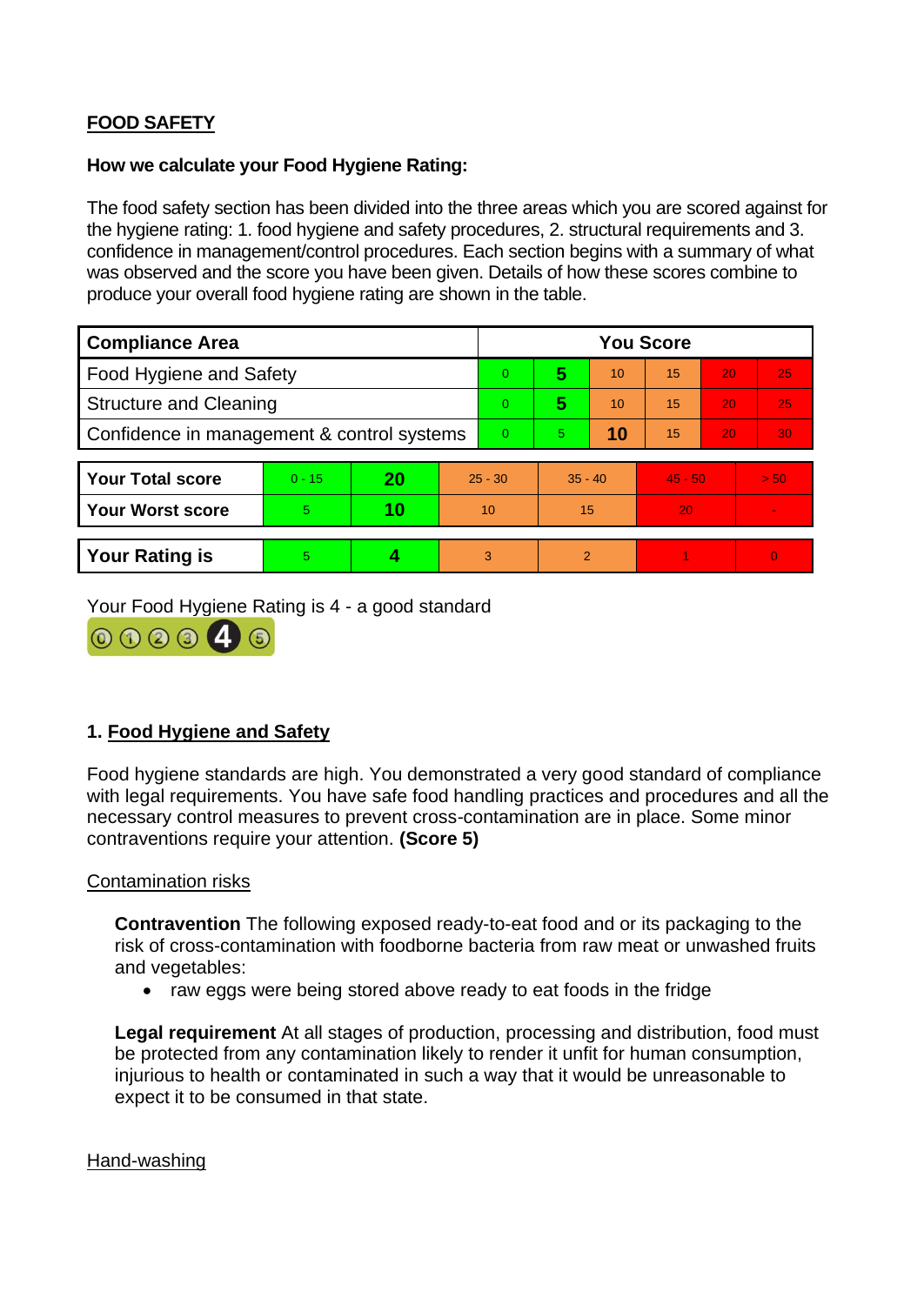## FOOD SAFETY

**How we calculate your Food Hygiene Rating:**

The food safety section has been divided into the three areas which you are scored against for the hygiene rating: 1. food hygiene and safety procedures, 2. structural requirements and 3. confidence in management/control procedures. Each section begins with a summary of what was observed and the score you have been given. Details of how these scores combine to produce your overall food hygiene rating are shown in the table.

| Compliance Area | You Score | | | | | |
|---|---|---|---|---|---|---|
| Food Hygiene and Safety | 0 | **5** | 10 | 15 | 20 | 25 |
| Structure and Cleaning | 0 | **5** | 10 | 15 | 20 | 25 |
| Confidence in management & control systems | 0 | 5 | **10** | 15 | 20 | 30 |

| | | | | | | |
|---|---|---|---|---|---|---|
| **Your Total score** | 0 - 15 | **20** | 25 - 30 | 35 - 40 | 45 - 50 | > 50 |
| **Your Worst score** | 5 | **10** | 10 | 15 | 20 | - |

| | | | | | | |
|---|---|---|---|---|---|---|
| **Your Rating is** | 5 | **4** | 3 | 2 | 1 | 0 |

Your Food Hygiene Rating is 4 - a good standard

### 1. Food Hygiene and Safety

Food hygiene standards are high. You demonstrated a very good standard of compliance with legal requirements. You have safe food handling practices and procedures and all the necessary control measures to prevent cross-contamination are in place. Some minor contraventions require your attention. **(Score 5)**

Contamination risks

**Contravention** The following exposed ready-to-eat food and or its packaging to the risk of cross-contamination with foodborne bacteria from raw meat or unwashed fruits and vegetables:

- raw eggs were being stored above ready to eat foods in the fridge

**Legal requirement** At all stages of production, processing and distribution, food must be protected from any contamination likely to render it unfit for human consumption, injurious to health or contaminated in such a way that it would be unreasonable to expect it to be consumed in that state.

Hand-washing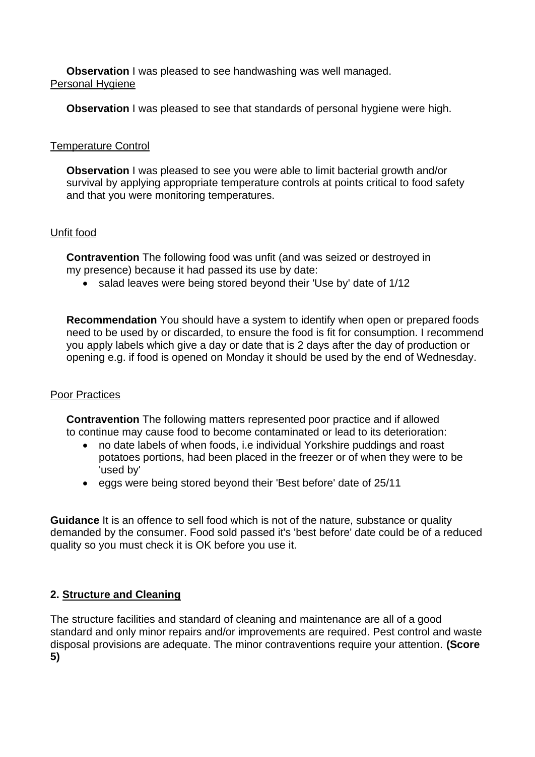**Observation** I was pleased to see handwashing was well managed.

Personal Hygiene

**Observation** I was pleased to see that standards of personal hygiene were high.

Temperature Control

**Observation** I was pleased to see you were able to limit bacterial growth and/or survival by applying appropriate temperature controls at points critical to food safety and that you were monitoring temperatures.

Unfit food

**Contravention** The following food was unfit (and was seized or destroyed in my presence) because it had passed its use by date:

- salad leaves were being stored beyond their 'Use by' date of 1/12

**Recommendation** You should have a system to identify when open or prepared foods need to be used by or discarded, to ensure the food is fit for consumption. I recommend you apply labels which give a day or date that is 2 days after the day of production or opening e.g. if food is opened on Monday it should be used by the end of Wednesday.

Poor Practices

**Contravention** The following matters represented poor practice and if allowed to continue may cause food to become contaminated or lead to its deterioration:

- no date labels of when foods, i.e individual Yorkshire puddings and roast potatoes portions, had been placed in the freezer or of when they were to be 'used by'
- eggs were being stored beyond their 'Best before' date of 25/11

**Guidance** It is an offence to sell food which is not of the nature, substance or quality demanded by the consumer. Food sold passed it's 'best before' date could be of a reduced quality so you must check it is OK before you use it.

**2. Structure and Cleaning**

The structure facilities and standard of cleaning and maintenance are all of a good standard and only minor repairs and/or improvements are required. Pest control and waste disposal provisions are adequate. The minor contraventions require your attention. **(Score 5)**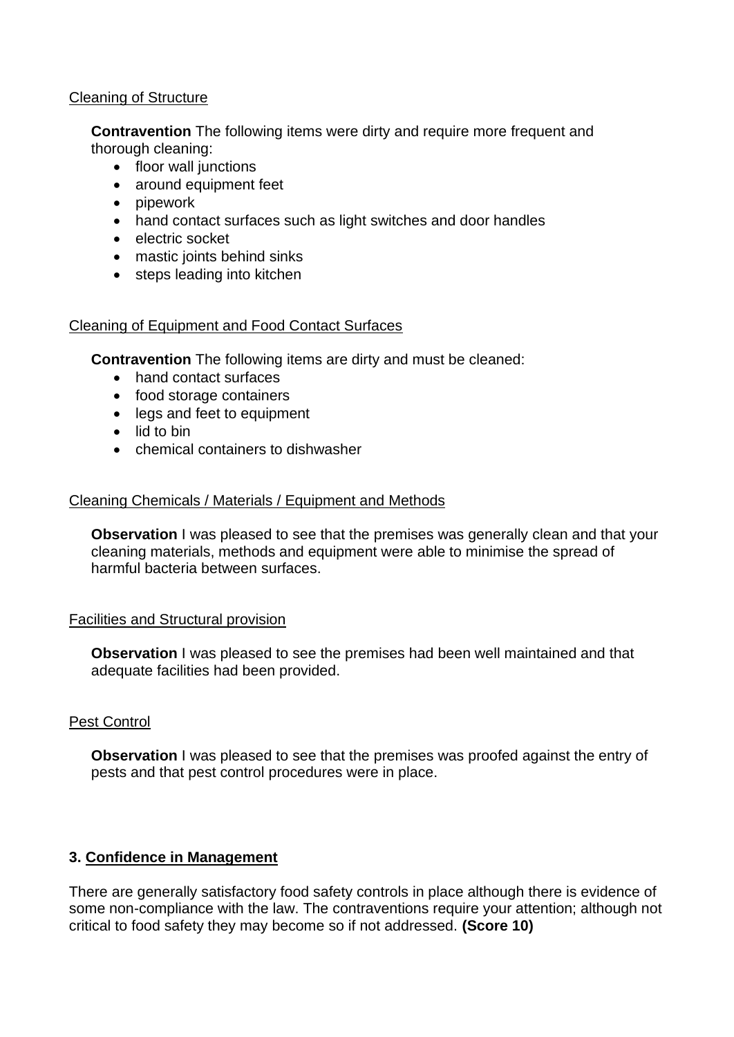Cleaning of Structure

**Contravention** The following items were dirty and require more frequent and thorough cleaning:

- floor wall junctions
- around equipment feet
- pipework
- hand contact surfaces such as light switches and door handles
- electric socket
- mastic joints behind sinks
- steps leading into kitchen

Cleaning of Equipment and Food Contact Surfaces

**Contravention** The following items are dirty and must be cleaned:

- hand contact surfaces
- food storage containers
- legs and feet to equipment
- lid to bin
- chemical containers to dishwasher

Cleaning Chemicals / Materials / Equipment and Methods

**Observation** I was pleased to see that the premises was generally clean and that your cleaning materials, methods and equipment were able to minimise the spread of harmful bacteria between surfaces.

Facilities and Structural provision

**Observation** I was pleased to see the premises had been well maintained and that adequate facilities had been provided.

Pest Control

**Observation** I was pleased to see that the premises was proofed against the entry of pests and that pest control procedures were in place.

## 3. Confidence in Management

There are generally satisfactory food safety controls in place although there is evidence of some non-compliance with the law. The contraventions require your attention; although not critical to food safety they may become so if not addressed. **(Score 10)**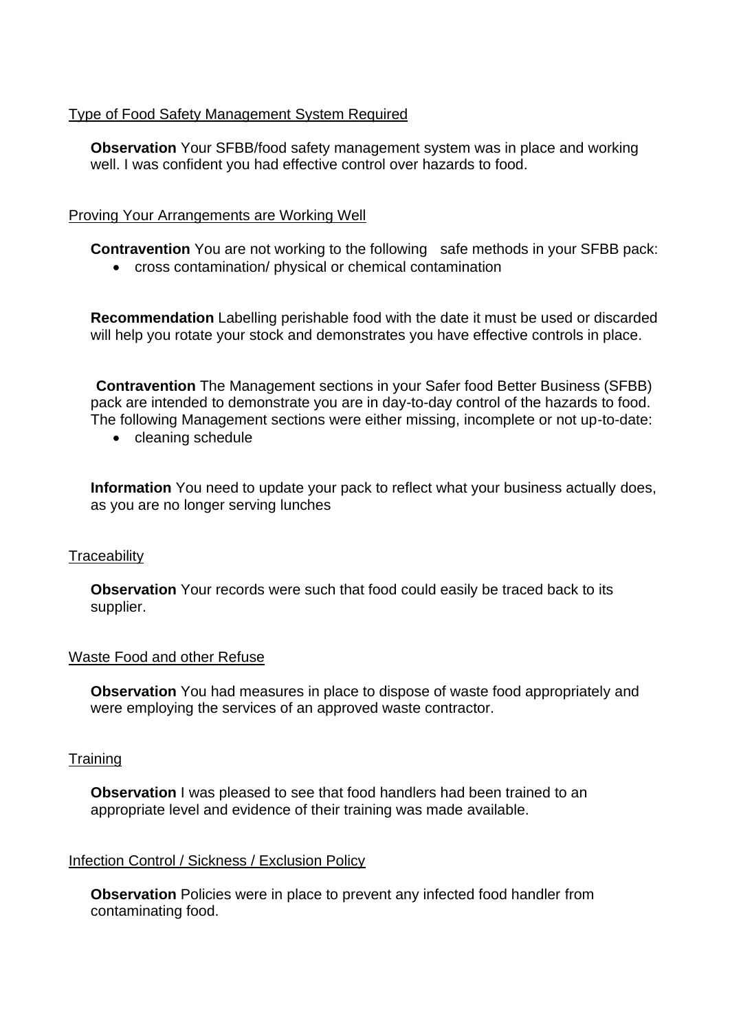## Type of Food Safety Management System Required

**Observation** Your SFBB/food safety management system was in place and working well. I was confident you had effective control over hazards to food.

## Proving Your Arrangements are Working Well

**Contravention** You are not working to the following safe methods in your SFBB pack:

- cross contamination/ physical or chemical contamination

**Recommendation** Labelling perishable food with the date it must be used or discarded will help you rotate your stock and demonstrates you have effective controls in place.

**Contravention** The Management sections in your Safer food Better Business (SFBB) pack are intended to demonstrate you are in day-to-day control of the hazards to food. The following Management sections were either missing, incomplete or not up-to-date:

- cleaning schedule

**Information** You need to update your pack to reflect what your business actually does, as you are no longer serving lunches

## Traceability

**Observation** Your records were such that food could easily be traced back to its supplier.

## Waste Food and other Refuse

**Observation** You had measures in place to dispose of waste food appropriately and were employing the services of an approved waste contractor.

## Training

**Observation** I was pleased to see that food handlers had been trained to an appropriate level and evidence of their training was made available.

## Infection Control / Sickness / Exclusion Policy

**Observation** Policies were in place to prevent any infected food handler from contaminating food.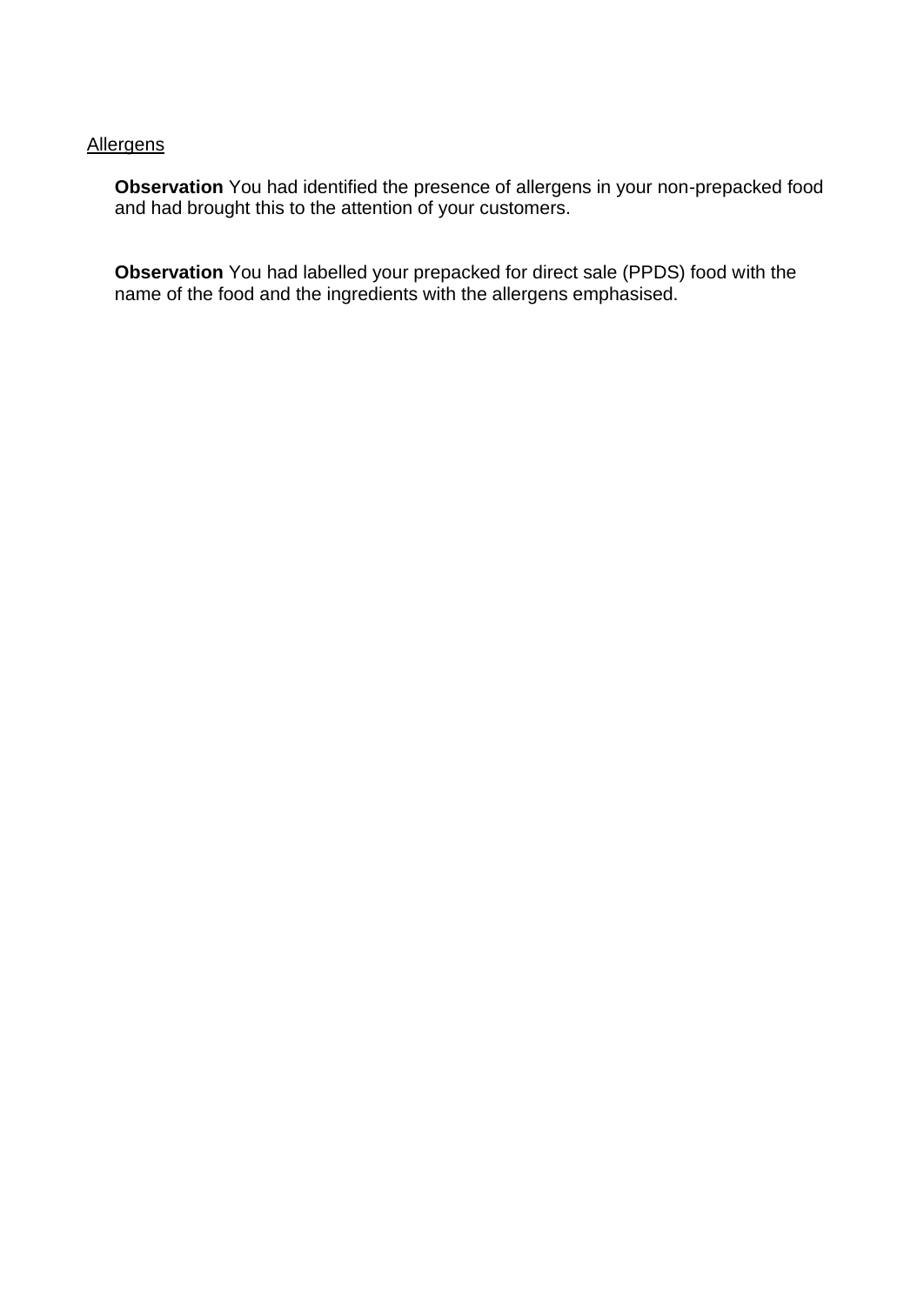Allergens

**Observation** You had identified the presence of allergens in your non-prepacked food and had brought this to the attention of your customers.

**Observation** You had labelled your prepacked for direct sale (PPDS) food with the name of the food and the ingredients with the allergens emphasised.